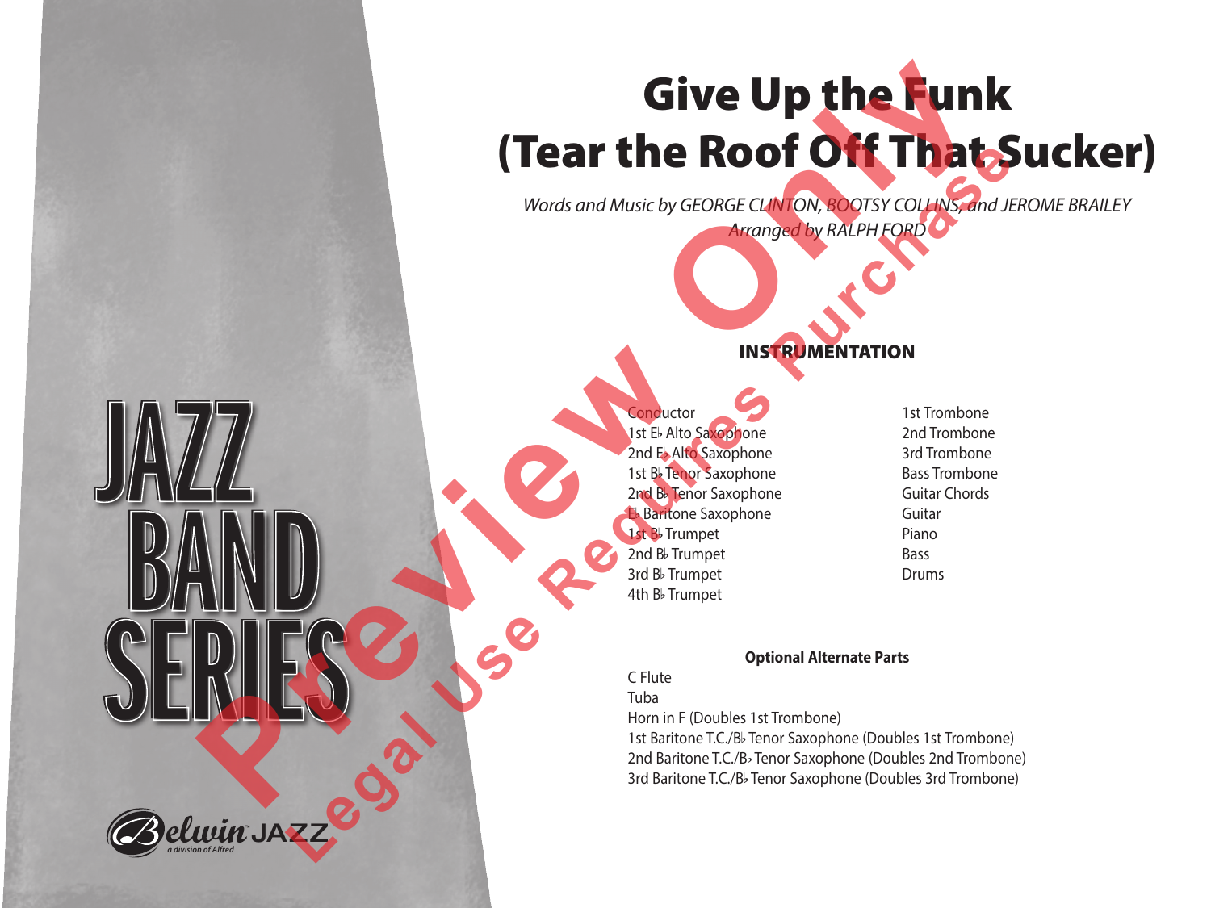# Give Up the Funk (Tear the Roof Off That Sucker)

*Words and Music by GEORGE CLINTON, BOOTSY COLLINS, and JEROME BRAILEY*
*Arranged by RALPH FORD*

JAZZ BAND SERIES

## INSTRUMENTATION

- Conductor
- 1st E♭ Alto Saxophone
- 2nd E♭ Alto Saxophone
- 1st B♭ Tenor Saxophone
- 2nd B♭ Tenor Saxophone
- E♭ Baritone Saxophone
- 1st B♭ Trumpet
- 2nd B♭ Trumpet
- 3rd B♭ Trumpet
- 4th B♭ Trumpet
- 1st Trombone
- 2nd Trombone
- 3rd Trombone
- Bass Trombone
- Guitar Chords
- Guitar
- Piano
- Bass
- Drums

**Optional Alternate Parts**

- C Flute
- Tuba
- Horn in F (Doubles 1st Trombone)
- 1st Baritone T.C./B♭ Tenor Saxophone (Doubles 1st Trombone)
- 2nd Baritone T.C./B♭ Tenor Saxophone (Doubles 2nd Trombone)
- 3rd Baritone T.C./B♭ Tenor Saxophone (Doubles 3rd Trombone)

Belwin JAZZ
*a division of Alfred*

Preview Only
Legal Use Requires Purchase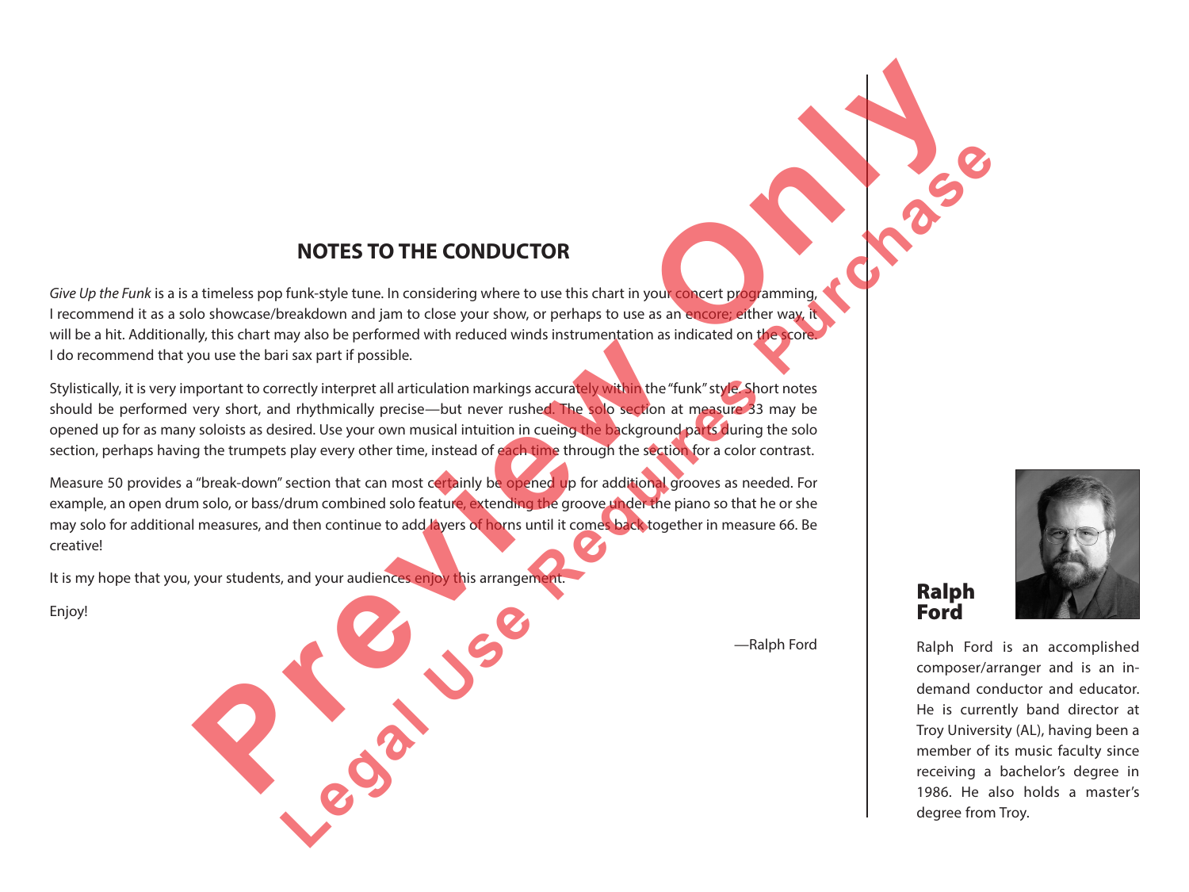## NOTES TO THE CONDUCTOR

*Give Up the Funk* is a is a timeless pop funk-style tune. In considering where to use this chart in your concert programming, I recommend it as a solo showcase/breakdown and jam to close your show, or perhaps to use as an encore; either way, it will be a hit. Additionally, this chart may also be performed with reduced winds instrumentation as indicated on the score. I do recommend that you use the bari sax part if possible.

Stylistically, it is very important to correctly interpret all articulation markings accurately within the "funk" style. Short notes should be performed very short, and rhythmically precise—but never rushed. The solo section at measure 33 may be opened up for as many soloists as desired. Use your own musical intuition in cueing the background parts during the solo section, perhaps having the trumpets play every other time, instead of each time through the section for a color contrast.

Measure 50 provides a "break-down" section that can most certainly be opened up for additional grooves as needed. For example, an open drum solo, or bass/drum combined solo feature, extending the groove under the piano so that he or she may solo for additional measures, and then continue to add layers of horns until it comes back together in measure 66. Be creative!

It is my hope that you, your students, and your audiences enjoy this arrangement.

Enjoy!

—Ralph Ford

**Ralph Ford**

Ralph Ford is an accomplished composer/arranger and is an in-demand conductor and educator. He is currently band director at Troy University (AL), having been a member of its music faculty since receiving a bachelor's degree in 1986. He also holds a master's degree from Troy.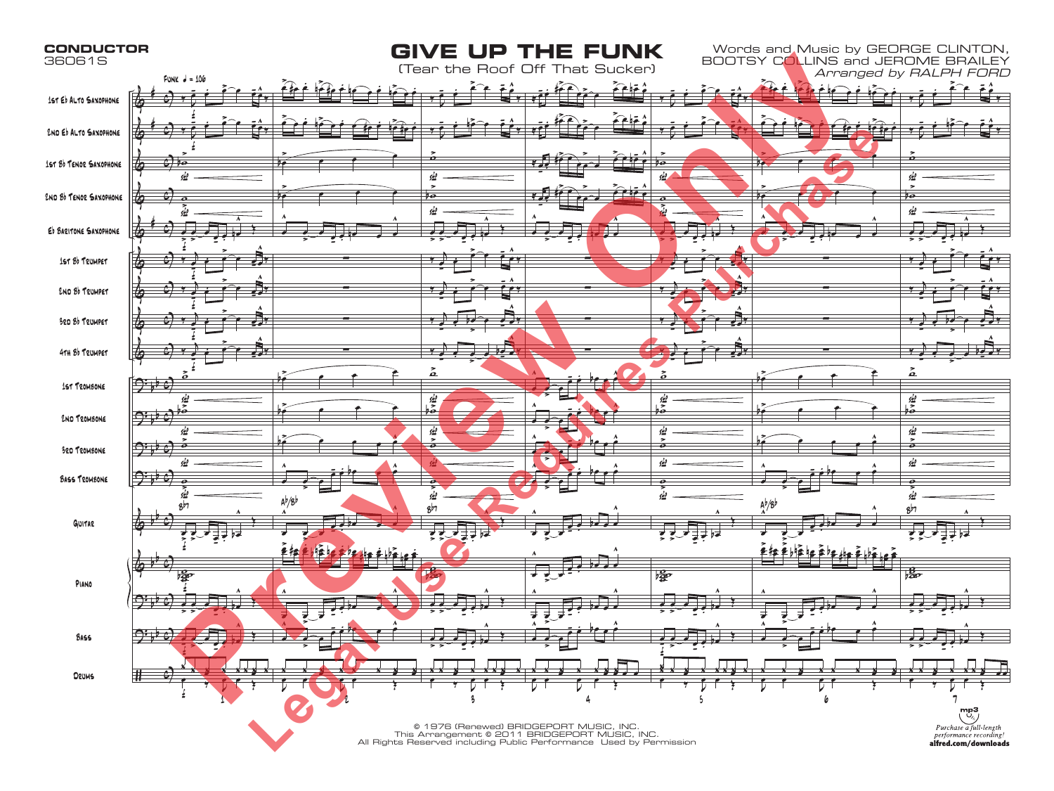**CONDUCTOR**
36061S

# GIVE UP THE FUNK

(Tear the Roof Off That Sucker)

Words and Music by GEORGE CLINTON, BOOTSY COLLINS and JEROME BRAILEY

*Arranged by RALPH FORD*

Funk ♩ = 106

1st E♭ Alto Saxophone
2nd E♭ Alto Saxophone
1st B♭ Tenor Saxophone
2nd B♭ Tenor Saxophone
E♭ Baritone Saxophone
1st B♭ Trumpet
2nd B♭ Trumpet
3rd B♭ Trumpet
4th B♭ Trumpet
1st Trombone
2nd Trombone
3rd Trombone
Bass Trombone
Guitar
Piano
Bass
Drums

B♭7 A♭/B♭ B♭7 A♭/B♭ B♭7

1 2 3 4 5 6 7

Preview Only
Legal Use Requires Purchase

© 1976 (Renewed) BRIDGEPORT MUSIC, INC.
This Arrangement © 2011 BRIDGEPORT MUSIC, INC.
All Rights Reserved including Public Performance Used by Permission

mp3
*Purchase a full-length performance recording!*
**alfred.com/downloads**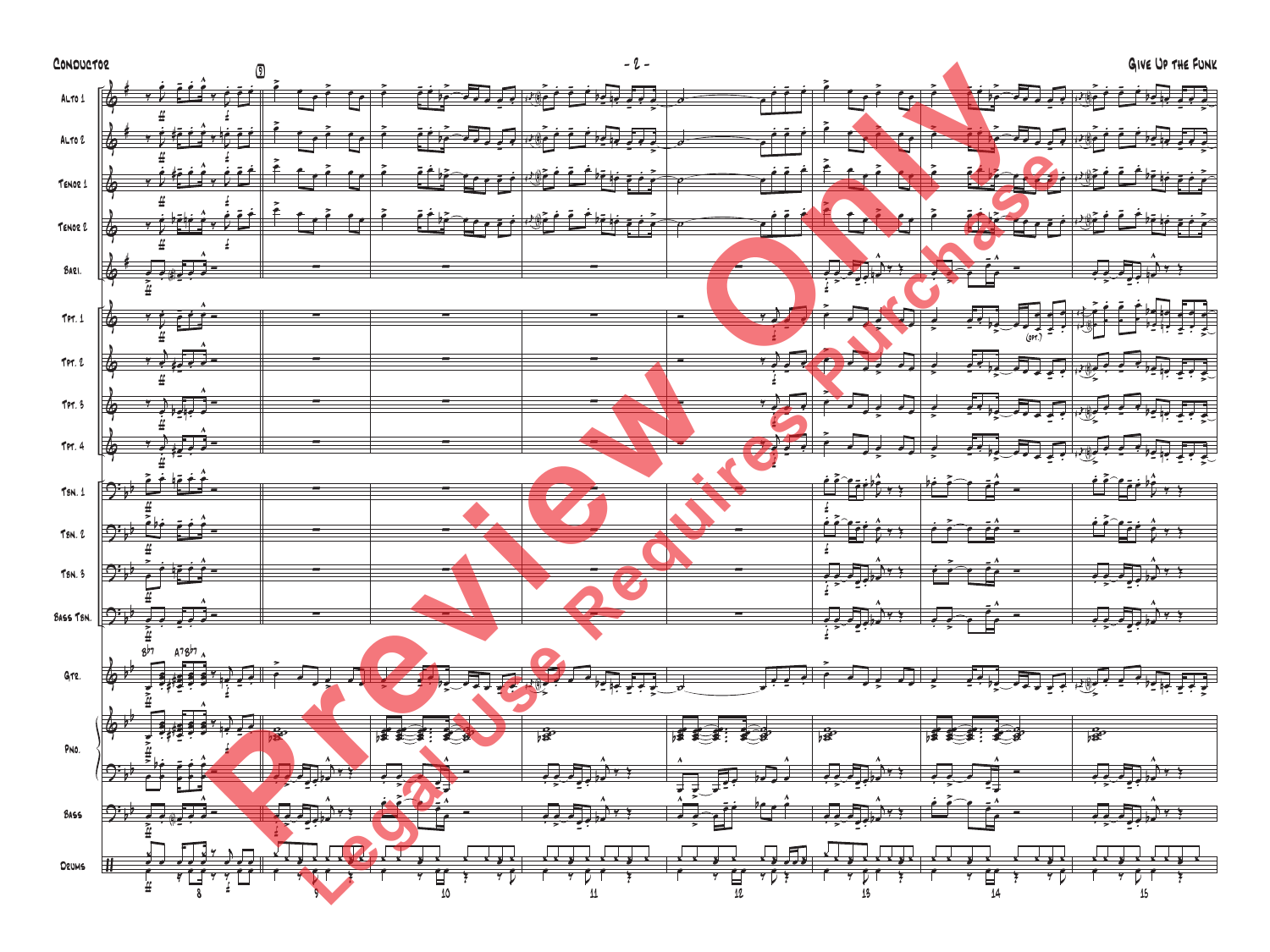Alto 1

Alto 2

Tenor 1

Tenor 2

Bari.

Tpt. 1

Tpt. 2

Tpt. 3

Tpt. 4

Tbn. 1

Tbn. 2

Tbn. 3

Bass Tbn.

Gtr.

Pno.

Bass

Drums

B♭7 A7 B♭7

(opt.)

9

8 9 10 11 12 13 14 15

Preview Only

Legal Use Requires Purchase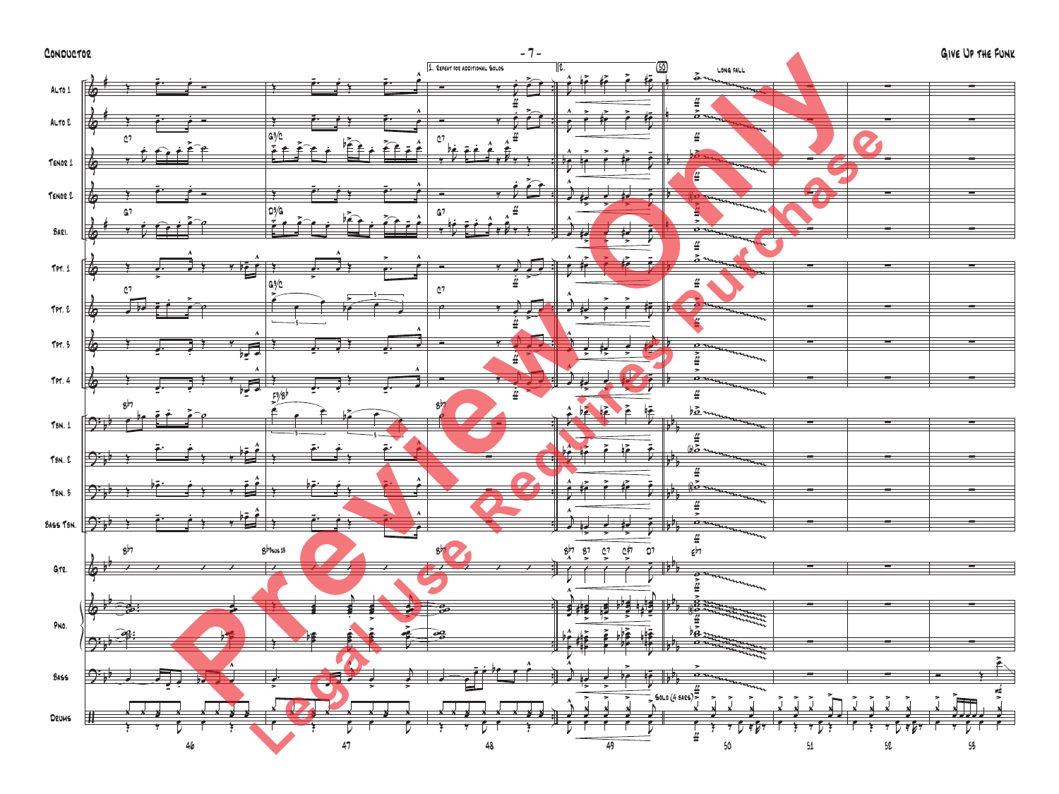1. Repeat for additional solos

2.

50

Long fall

Solo (4 bars)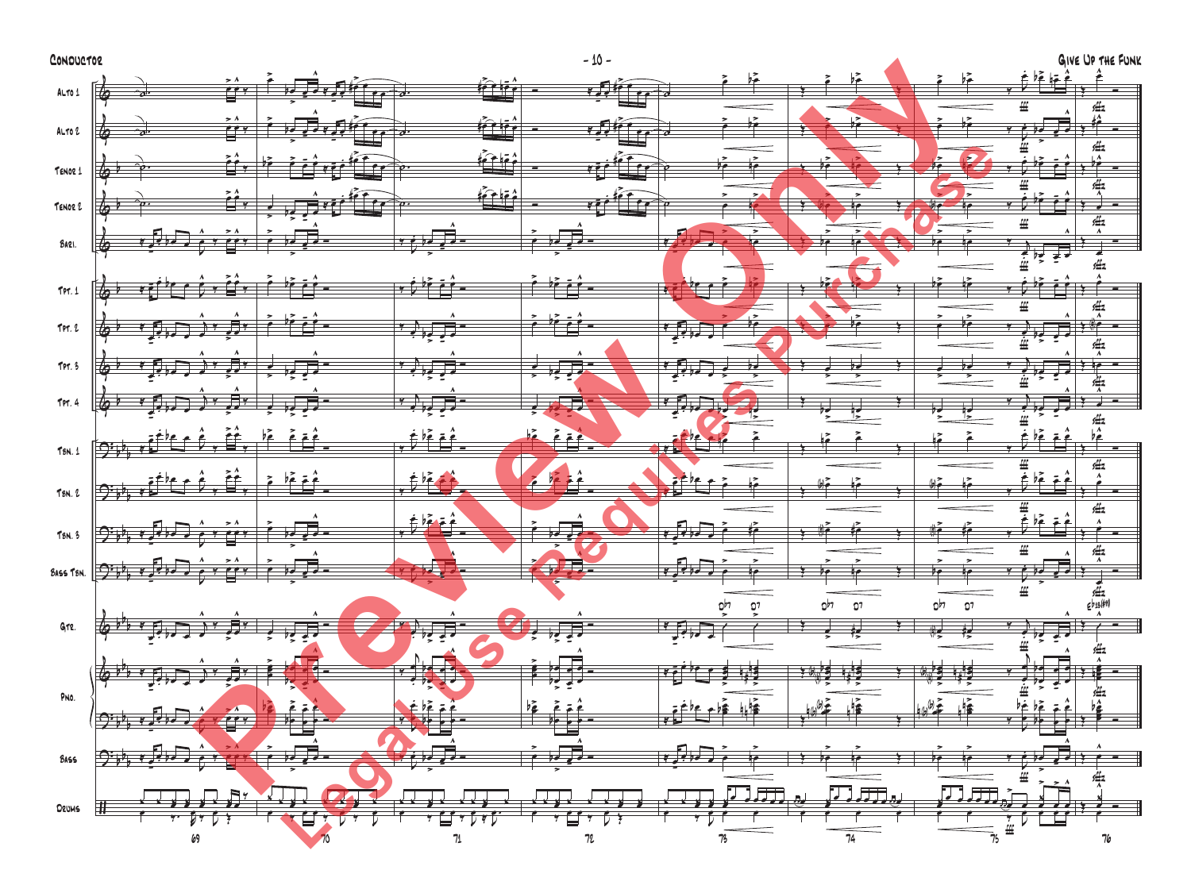Alto 1

Alto 2

Tenor 1

Tenor 2

Bari.

Tpt. 1

Tpt. 2

Tpt. 3

Tpt. 4

Tbn. 1

Tbn. 2

Tbn. 3

Bass Tbn.

Gtr.

Pno.

Bass

Drums

D♭7 D7 D♭7 D7 D♭7 D7 E♭13(♯11)

69 70 71 72 73 74 75 76

Preview Only

Legal Use Requires Purchase